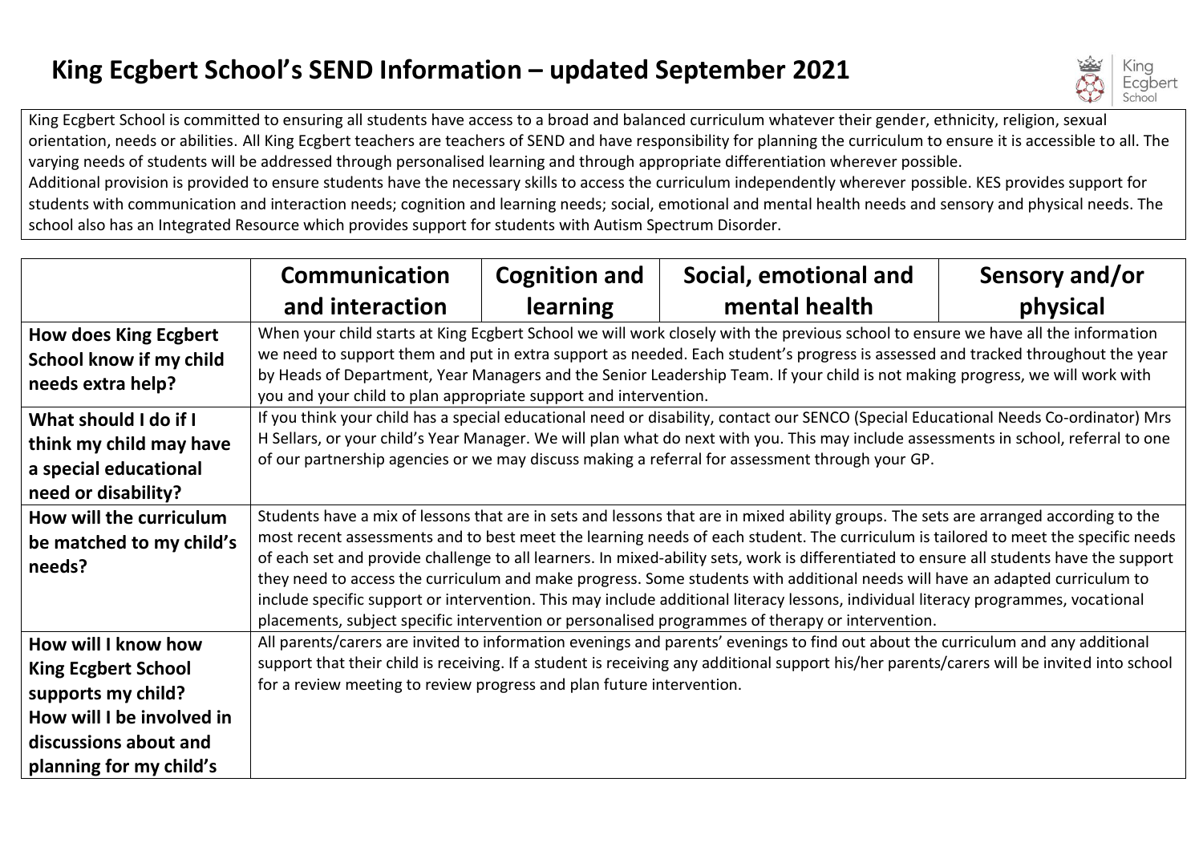# King Ecgbert School's SEND Information – updated September 2021

King Ecgbert School is committed to ensuring all students have access to a broad and balanced curriculum whatever their gender, ethnicity, religion, sexual orientation, needs or abilities. All King Ecgbert teachers are teachers of SEND and have responsibility for planning the curriculum to ensure it is accessible to all. The varying needs of students will be addressed through personalised learning and through appropriate differentiation wherever possible.
Additional provision is provided to ensure students have the necessary skills to access the curriculum independently wherever possible. KES provides support for students with communication and interaction needs; cognition and learning needs; social, emotional and mental health needs and sensory and physical needs. The school also has an Integrated Resource which provides support for students with Autism Spectrum Disorder.

| | Communication and interaction | Cognition and learning | Social, emotional and mental health | Sensory and/or physical |
|---|---|---|---|---|
| **How does King Ecgbert School know if my child needs extra help?** | When your child starts at King Ecgbert School we will work closely with the previous school to ensure we have all the information we need to support them and put in extra support as needed. Each student's progress is assessed and tracked throughout the year by Heads of Department, Year Managers and the Senior Leadership Team. If your child is not making progress, we will work with you and your child to plan appropriate support and intervention. | | | |
| **What should I do if I think my child may have a special educational need or disability?** | If you think your child has a special educational need or disability, contact our SENCO (Special Educational Needs Co-ordinator) Mrs H Sellars, or your child's Year Manager. We will plan what do next with you. This may include assessments in school, referral to one of our partnership agencies or we may discuss making a referral for assessment through your GP. | | | |
| **How will the curriculum be matched to my child's needs?** | Students have a mix of lessons that are in sets and lessons that are in mixed ability groups. The sets are arranged according to the most recent assessments and to best meet the learning needs of each student. The curriculum is tailored to meet the specific needs of each set and provide challenge to all learners. In mixed-ability sets, work is differentiated to ensure all students have the support they need to access the curriculum and make progress. Some students with additional needs will have an adapted curriculum to include specific support or intervention. This may include additional literacy lessons, individual literacy programmes, vocational placements, subject specific intervention or personalised programmes of therapy or intervention. | | | |
| **How will I know how King Ecgbert School supports my child? How will I be involved in discussions about and planning for my child's** | All parents/carers are invited to information evenings and parents' evenings to find out about the curriculum and any additional support that their child is receiving. If a student is receiving any additional support his/her parents/carers will be invited into school for a review meeting to review progress and plan future intervention. | | | |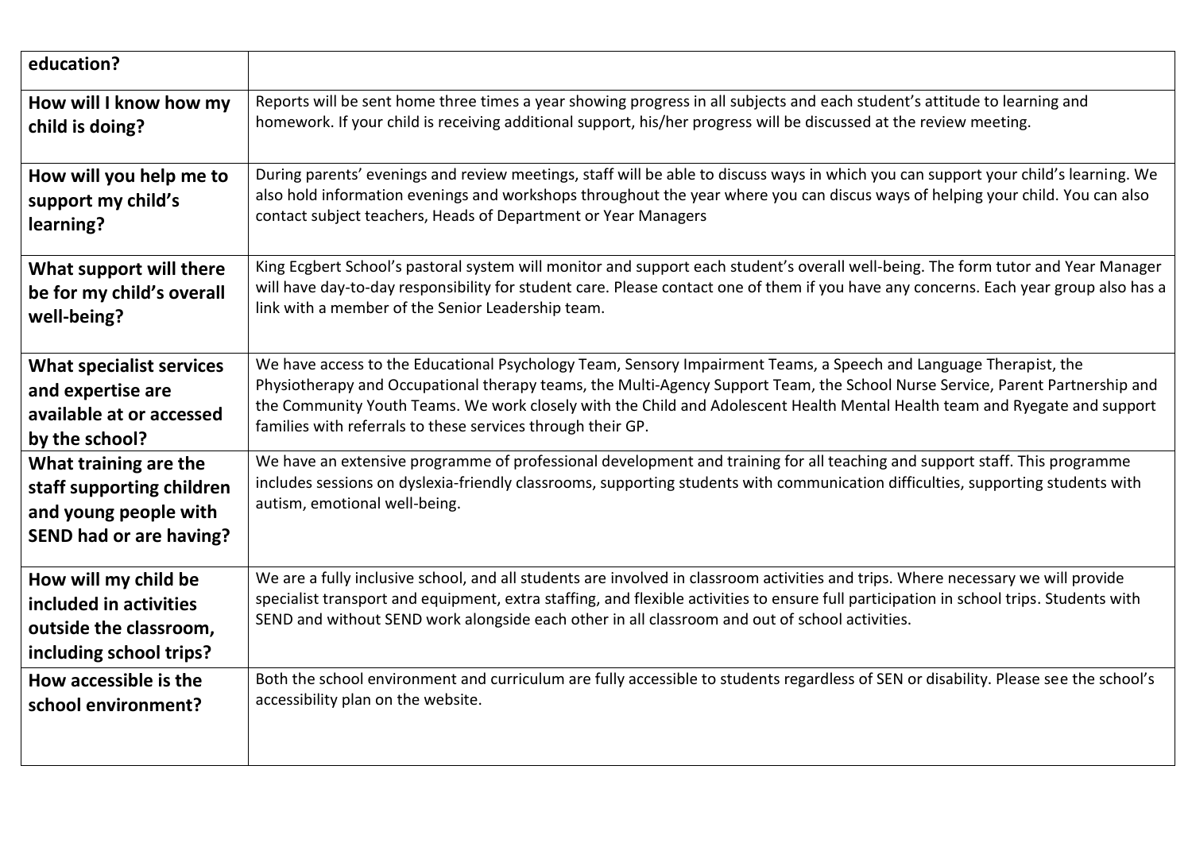| | |
|---|---|
| **education?** | |
| **How will I know how my child is doing?** | Reports will be sent home three times a year showing progress in all subjects and each student's attitude to learning and homework. If your child is receiving additional support, his/her progress will be discussed at the review meeting. |
| **How will you help me to support my child's learning?** | During parents' evenings and review meetings, staff will be able to discuss ways in which you can support your child's learning. We also hold information evenings and workshops throughout the year where you can discus ways of helping your child. You can also contact subject teachers, Heads of Department or Year Managers |
| **What support will there be for my child's overall well-being?** | King Ecgbert School's pastoral system will monitor and support each student's overall well-being. The form tutor and Year Manager will have day-to-day responsibility for student care. Please contact one of them if you have any concerns. Each year group also has a link with a member of the Senior Leadership team. |
| **What specialist services and expertise are available at or accessed by the school?** | We have access to the Educational Psychology Team, Sensory Impairment Teams, a Speech and Language Therapist, the Physiotherapy and Occupational therapy teams, the Multi-Agency Support Team, the School Nurse Service, Parent Partnership and the Community Youth Teams. We work closely with the Child and Adolescent Health Mental Health team and Ryegate and support families with referrals to these services through their GP. |
| **What training are the staff supporting children and young people with SEND had or are having?** | We have an extensive programme of professional development and training for all teaching and support staff. This programme includes sessions on dyslexia-friendly classrooms, supporting students with communication difficulties, supporting students with autism, emotional well-being. |
| **How will my child be included in activities outside the classroom, including school trips?** | We are a fully inclusive school, and all students are involved in classroom activities and trips. Where necessary we will provide specialist transport and equipment, extra staffing, and flexible activities to ensure full participation in school trips. Students with SEND and without SEND work alongside each other in all classroom and out of school activities. |
| **How accessible is the school environment?** | Both the school environment and curriculum are fully accessible to students regardless of SEN or disability. Please see the school's accessibility plan on the website. |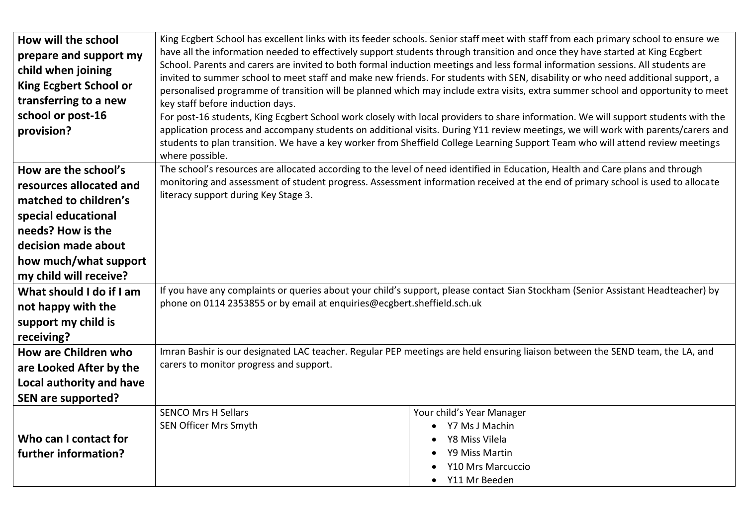| | | |
|---|---|---|
| **How will the school prepare and support my child when joining King Ecgbert School or transferring to a new school or post-16 provision?** | King Ecgbert School has excellent links with its feeder schools. Senior staff meet with staff from each primary school to ensure we have all the information needed to effectively support students through transition and once they have started at King Ecgbert School. Parents and carers are invited to both formal induction meetings and less formal information sessions. All students are invited to summer school to meet staff and make new friends. For students with SEN, disability or who need additional support, a personalised programme of transition will be planned which may include extra visits, extra summer school and opportunity to meet key staff before induction days.<br>For post-16 students, King Ecgbert School work closely with local providers to share information. We will support students with the application process and accompany students on additional visits. During Y11 review meetings, we will work with parents/carers and students to plan transition. We have a key worker from Sheffield College Learning Support Team who will attend review meetings where possible. | |
| **How are the school's resources allocated and matched to children's special educational needs? How is the decision made about how much/what support my child will receive?** | The school's resources are allocated according to the level of need identified in Education, Health and Care plans and through monitoring and assessment of student progress. Assessment information received at the end of primary school is used to allocate literacy support during Key Stage 3. | |
| **What should I do if I am not happy with the support my child is receiving?** | If you have any complaints or queries about your child's support, please contact Sian Stockham (Senior Assistant Headteacher) by phone on 0114 2353855 or by email at enquiries@ecgbert.sheffield.sch.uk | |
| **How are Children who are Looked After by the Local authority and have SEN are supported?** | Imran Bashir is our designated LAC teacher. Regular PEP meetings are held ensuring liaison between the SEND team, the LA, and carers to monitor progress and support. | |
| **Who can I contact for further information?** | SENCO Mrs H Sellars<br>SEN Officer Mrs Smyth | Your child's Year Manager<br>• Y7 Ms J Machin<br>• Y8 Miss Vilela<br>• Y9 Miss Martin<br>• Y10 Mrs Marcuccio<br>• Y11 Mr Beeden |